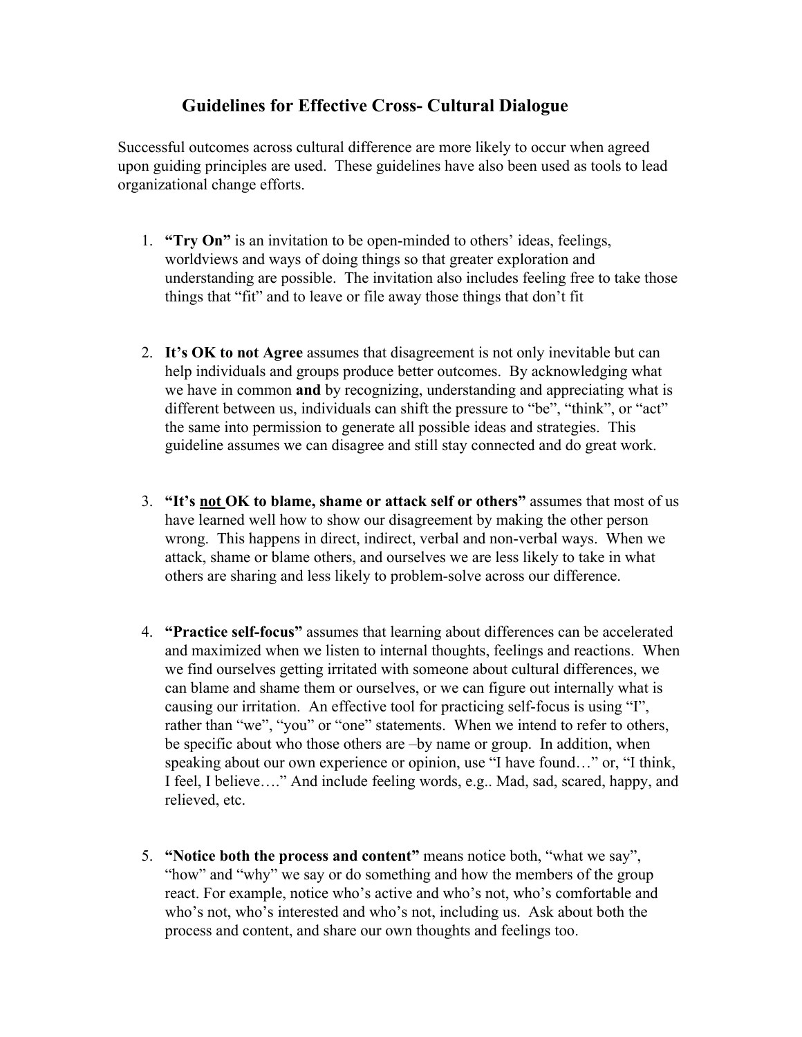# Guidelines for Effective Cross- Cultural Dialogue

Successful outcomes across cultural difference are more likely to occur when agreed upon guiding principles are used. These guidelines have also been used as tools to lead organizational change efforts.

1. **"Try On"** is an invitation to be open-minded to others' ideas, feelings, worldviews and ways of doing things so that greater exploration and understanding are possible. The invitation also includes feeling free to take those things that "fit" and to leave or file away those things that don't fit

2. **It's OK to not Agree** assumes that disagreement is not only inevitable but can help individuals and groups produce better outcomes. By acknowledging what we have in common **and** by recognizing, understanding and appreciating what is different between us, individuals can shift the pressure to "be", "think", or "act" the same into permission to generate all possible ideas and strategies. This guideline assumes we can disagree and still stay connected and do great work.

3. **"It's <u>not</u> OK to blame, shame or attack self or others"** assumes that most of us have learned well how to show our disagreement by making the other person wrong. This happens in direct, indirect, verbal and non-verbal ways. When we attack, shame or blame others, and ourselves we are less likely to take in what others are sharing and less likely to problem-solve across our difference.

4. **"Practice self-focus"** assumes that learning about differences can be accelerated and maximized when we listen to internal thoughts, feelings and reactions. When we find ourselves getting irritated with someone about cultural differences, we can blame and shame them or ourselves, or we can figure out internally what is causing our irritation. An effective tool for practicing self-focus is using "I", rather than "we", "you" or "one" statements. When we intend to refer to others, be specific about who those others are –by name or group. In addition, when speaking about our own experience or opinion, use "I have found…" or, "I think, I feel, I believe…." And include feeling words, e.g.. Mad, sad, scared, happy, and relieved, etc.

5. **"Notice both the process and content"** means notice both, "what we say", "how" and "why" we say or do something and how the members of the group react. For example, notice who's active and who's not, who's comfortable and who's not, who's interested and who's not, including us. Ask about both the process and content, and share our own thoughts and feelings too.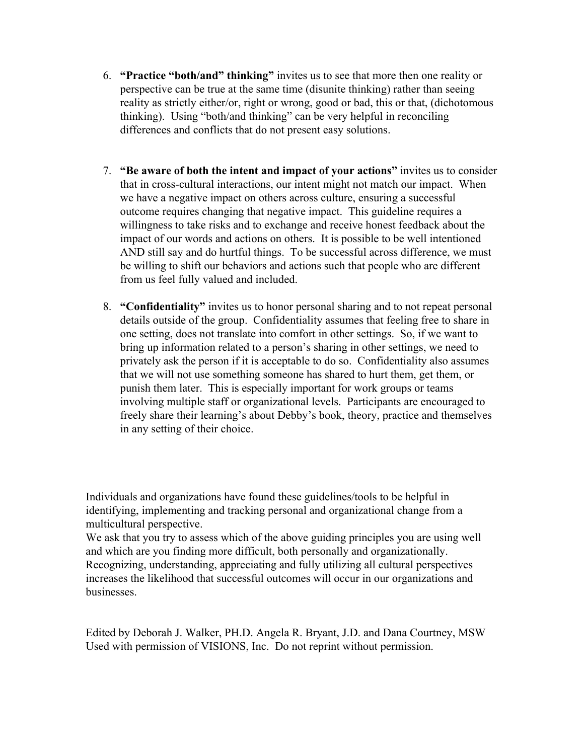6. **"Practice "both/and" thinking"** invites us to see that more then one reality or perspective can be true at the same time (disunite thinking) rather than seeing reality as strictly either/or, right or wrong, good or bad, this or that, (dichotomous thinking). Using "both/and thinking" can be very helpful in reconciling differences and conflicts that do not present easy solutions.

7. **"Be aware of both the intent and impact of your actions"** invites us to consider that in cross-cultural interactions, our intent might not match our impact. When we have a negative impact on others across culture, ensuring a successful outcome requires changing that negative impact. This guideline requires a willingness to take risks and to exchange and receive honest feedback about the impact of our words and actions on others. It is possible to be well intentioned AND still say and do hurtful things. To be successful across difference, we must be willing to shift our behaviors and actions such that people who are different from us feel fully valued and included.

8. **"Confidentiality"** invites us to honor personal sharing and to not repeat personal details outside of the group. Confidentiality assumes that feeling free to share in one setting, does not translate into comfort in other settings. So, if we want to bring up information related to a person's sharing in other settings, we need to privately ask the person if it is acceptable to do so. Confidentiality also assumes that we will not use something someone has shared to hurt them, get them, or punish them later. This is especially important for work groups or teams involving multiple staff or organizational levels. Participants are encouraged to freely share their learning's about Debby's book, theory, practice and themselves in any setting of their choice.

Individuals and organizations have found these guidelines/tools to be helpful in identifying, implementing and tracking personal and organizational change from a multicultural perspective.
We ask that you try to assess which of the above guiding principles you are using well and which are you finding more difficult, both personally and organizationally. Recognizing, understanding, appreciating and fully utilizing all cultural perspectives increases the likelihood that successful outcomes will occur in our organizations and businesses.

Edited by Deborah J. Walker, PH.D. Angela R. Bryant, J.D. and Dana Courtney, MSW
Used with permission of VISIONS, Inc. Do not reprint without permission.